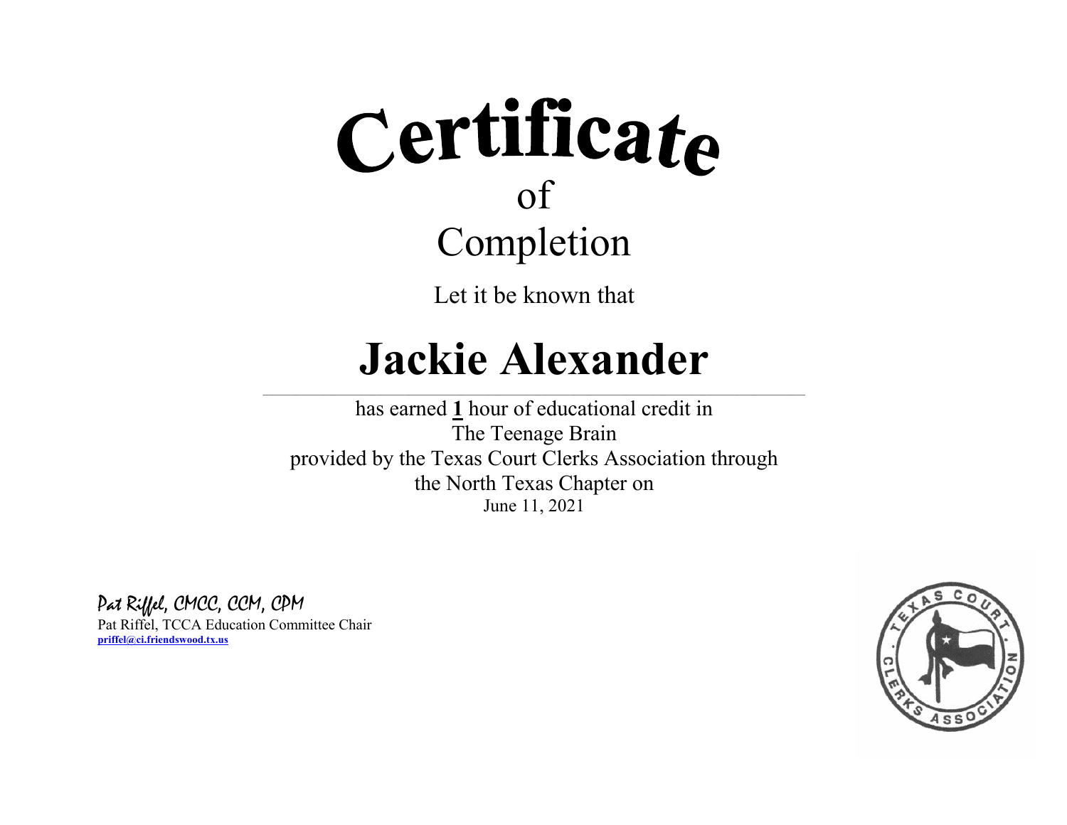# Certificate

of

Completion

Let it be known that

## Jackie Alexander

has earned **1** hour of educational credit in
The Teenage Brain
provided by the Texas Court Clerks Association through
the North Texas Chapter on
June 11, 2021

*Pat Riffel, CMCC, CCM, CPM*
Pat Riffel, TCCA Education Committee Chair
**priffel@ci.friendswood.tx.us**

TEXAS COURT CLERKS ASSOCIATION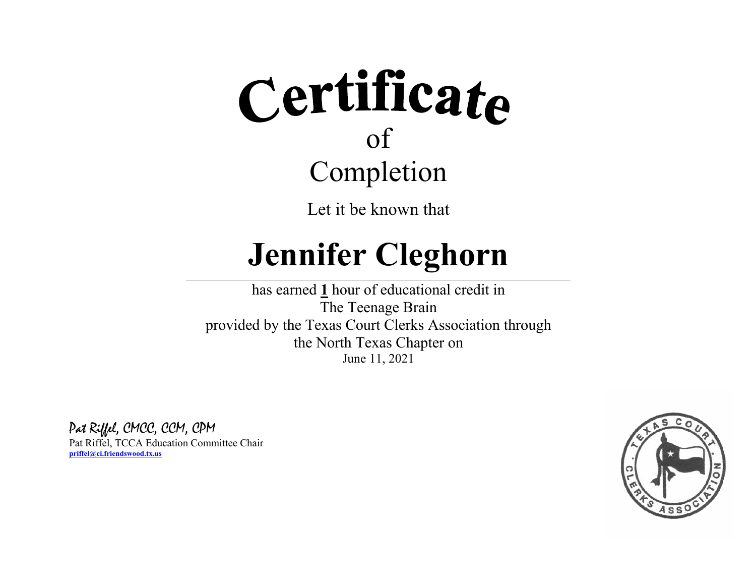# Certificate

## of

## Completion

Let it be known that

# Jennifer Cleghorn

has earned **1** hour of educational credit in
The Teenage Brain
provided by the Texas Court Clerks Association through
the North Texas Chapter on
June 11, 2021

*Pat Riffel, CMCC, CCM, CPM*
Pat Riffel, TCCA Education Committee Chair
**priffel@ci.friendswood.tx.us**

TEXAS COURT CLERKS ASSOCIATION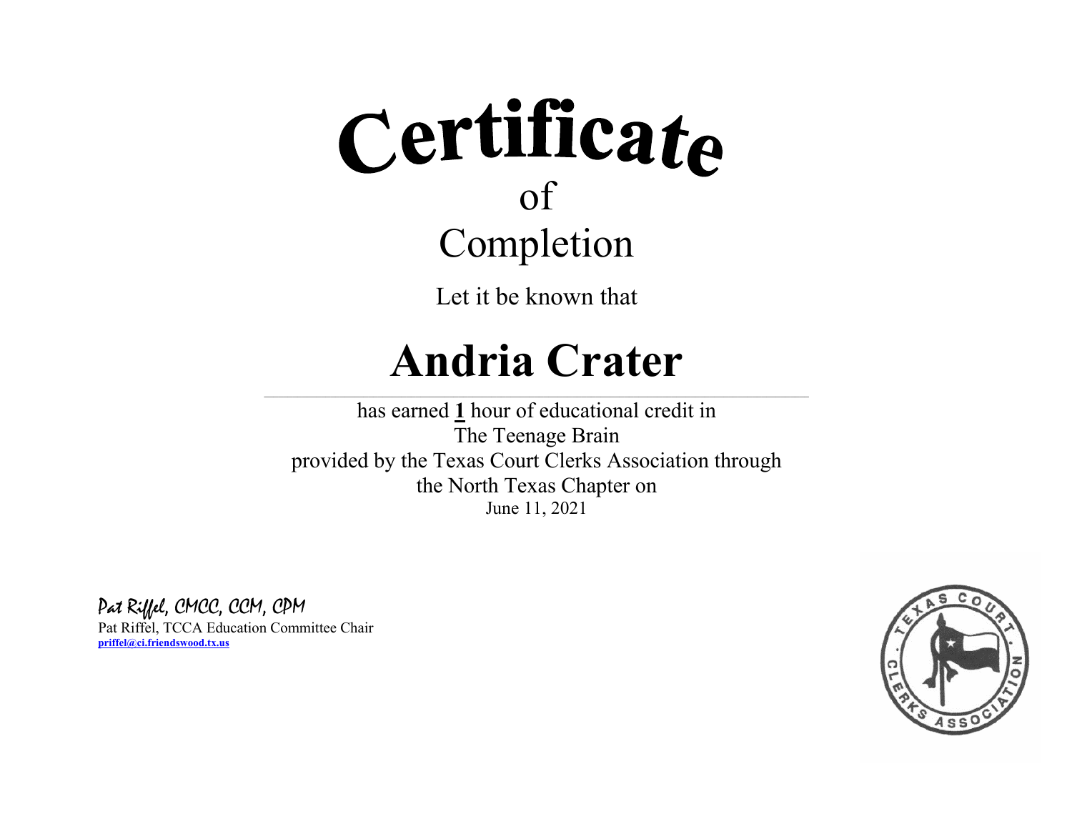# Certificate

## of

## Completion

Let it be known that

# Andria Crater

has earned **1** hour of educational credit in
The Teenage Brain
provided by the Texas Court Clerks Association through
the North Texas Chapter on
June 11, 2021

*Pat Riffel, CMCC, CCM, CPM*
Pat Riffel, TCCA Education Committee Chair
**priffel@ci.friendswood.tx.us**

TEXAS COURT CLERKS ASSOCIATION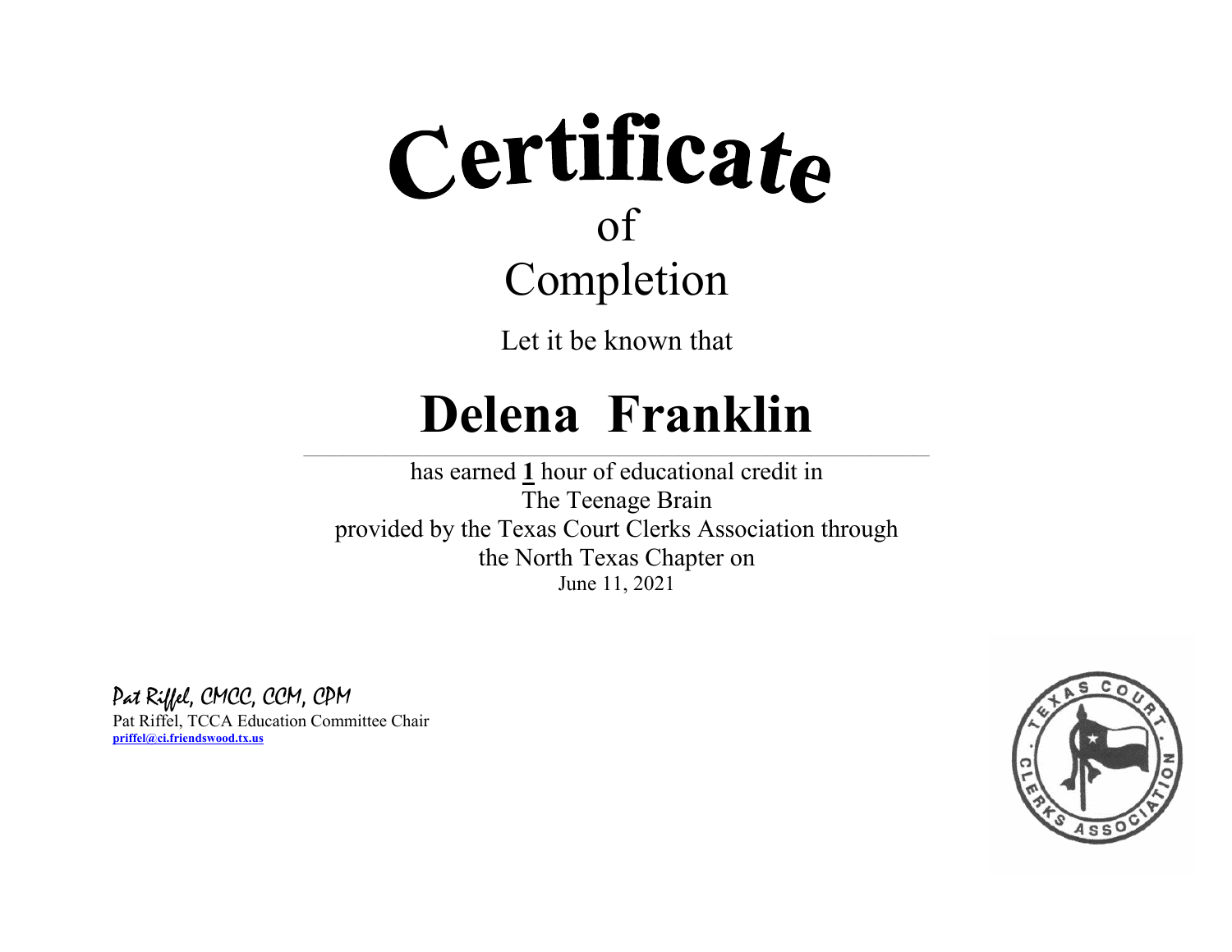# Certificate
## of
## Completion

Let it be known that

# Delena Franklin

has earned **1** hour of educational credit in
The Teenage Brain
provided by the Texas Court Clerks Association through
the North Texas Chapter on
June 11, 2021

*Pat Riffel, CMCC, CCM, CPM*
Pat Riffel, TCCA Education Committee Chair
priffel@ci.friendswood.tx.us

TEXAS COURT CLERKS ASSOCIATION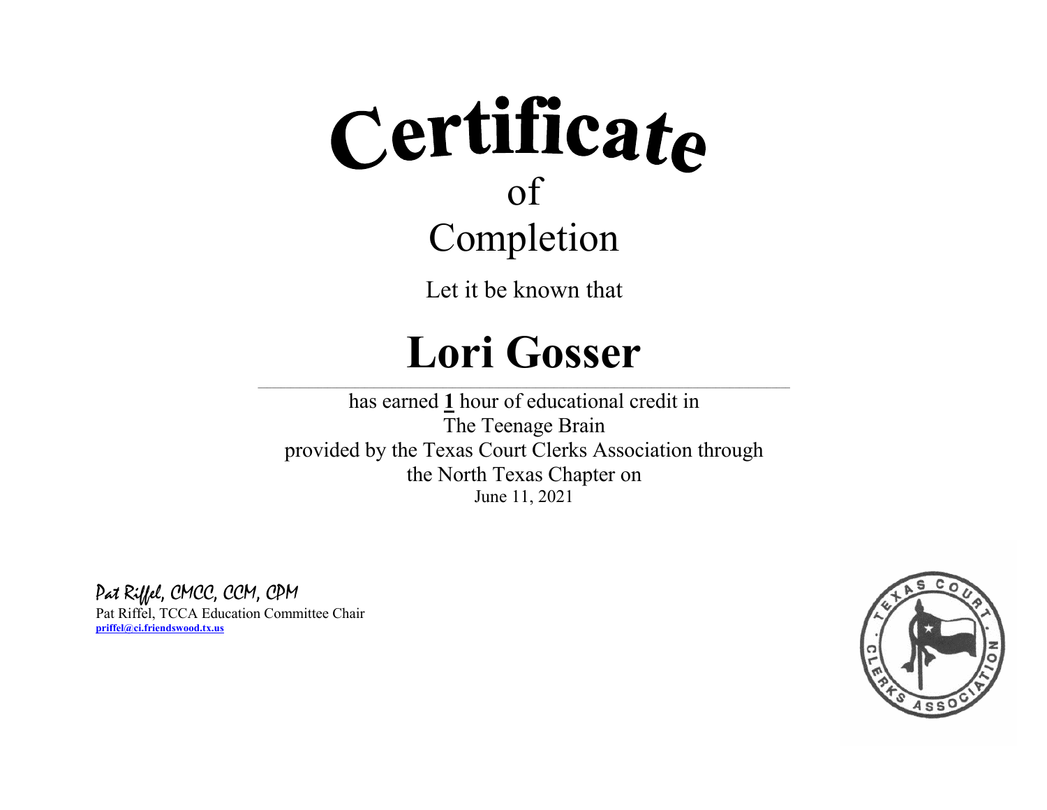# Certificate

of

Completion

Let it be known that

# Lori Gosser

has earned **1** hour of educational credit in

The Teenage Brain

provided by the Texas Court Clerks Association through

the North Texas Chapter on

June 11, 2021

*Pat Riffel, CMCC, CCM, CPM*

Pat Riffel, TCCA Education Committee Chair

**priffel@ci.friendswood.tx.us**

TEXAS COURT CLERKS ASSOCIATION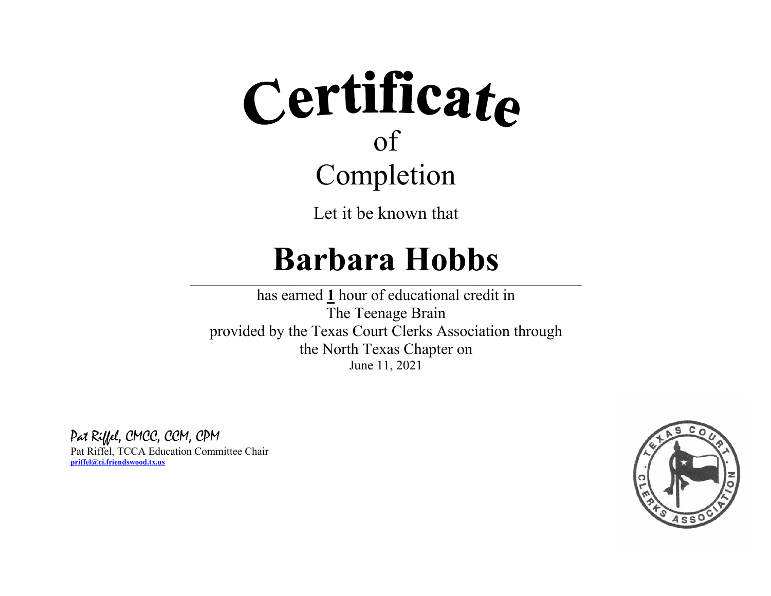# Certificate

of

Completion

Let it be known that

## Barbara Hobbs

has earned **1** hour of educational credit in
The Teenage Brain
provided by the Texas Court Clerks Association through
the North Texas Chapter on
June 11, 2021

*Pat Riffel, CMCC, CCM, CPM*
Pat Riffel, TCCA Education Committee Chair
**priffel@ci.friendswood.tx.us**

TEXAS COURT CLERKS ASSOCIATION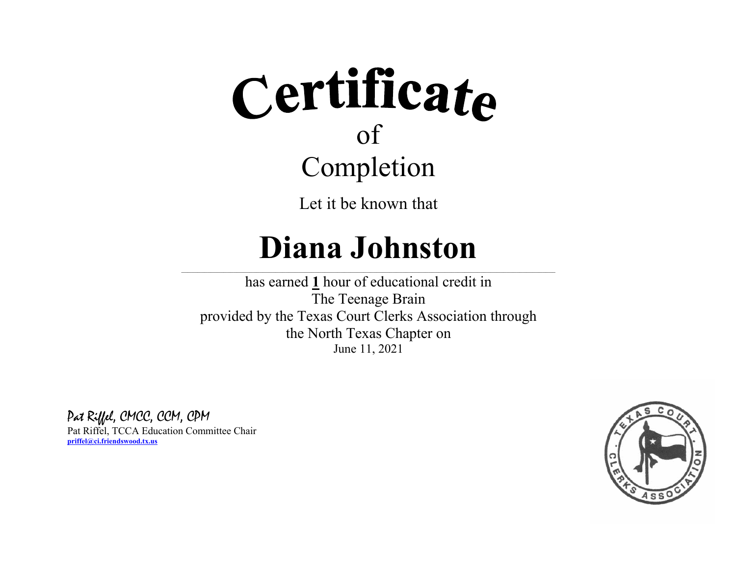# Certificate

of

## Completion

Let it be known that

# Diana Johnston

---

has earned **1** hour of educational credit in
The Teenage Brain
provided by the Texas Court Clerks Association through
the North Texas Chapter on
June 11, 2021

*Pat Riffel, CMCC, CCM, CPM*
Pat Riffel, TCCA Education Committee Chair
**priffel@ci.friendswood.tx.us**

TEXAS COURT CLERKS ASSOCIATION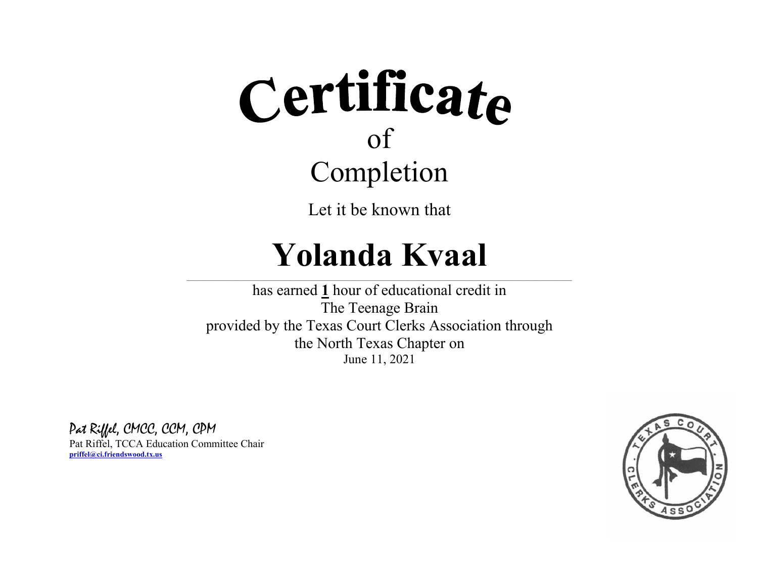# Certificate

of

## Completion

Let it be known that

# Yolanda Kvaal

has earned **1** hour of educational credit in
The Teenage Brain
provided by the Texas Court Clerks Association through
the North Texas Chapter on
June 11, 2021

*Pat Riffel, CMCC, CCM, CPM*
Pat Riffel, TCCA Education Committee Chair
**priffel@ci.friendswood.tx.us**

TEXAS COURT CLERKS ASSOCIATION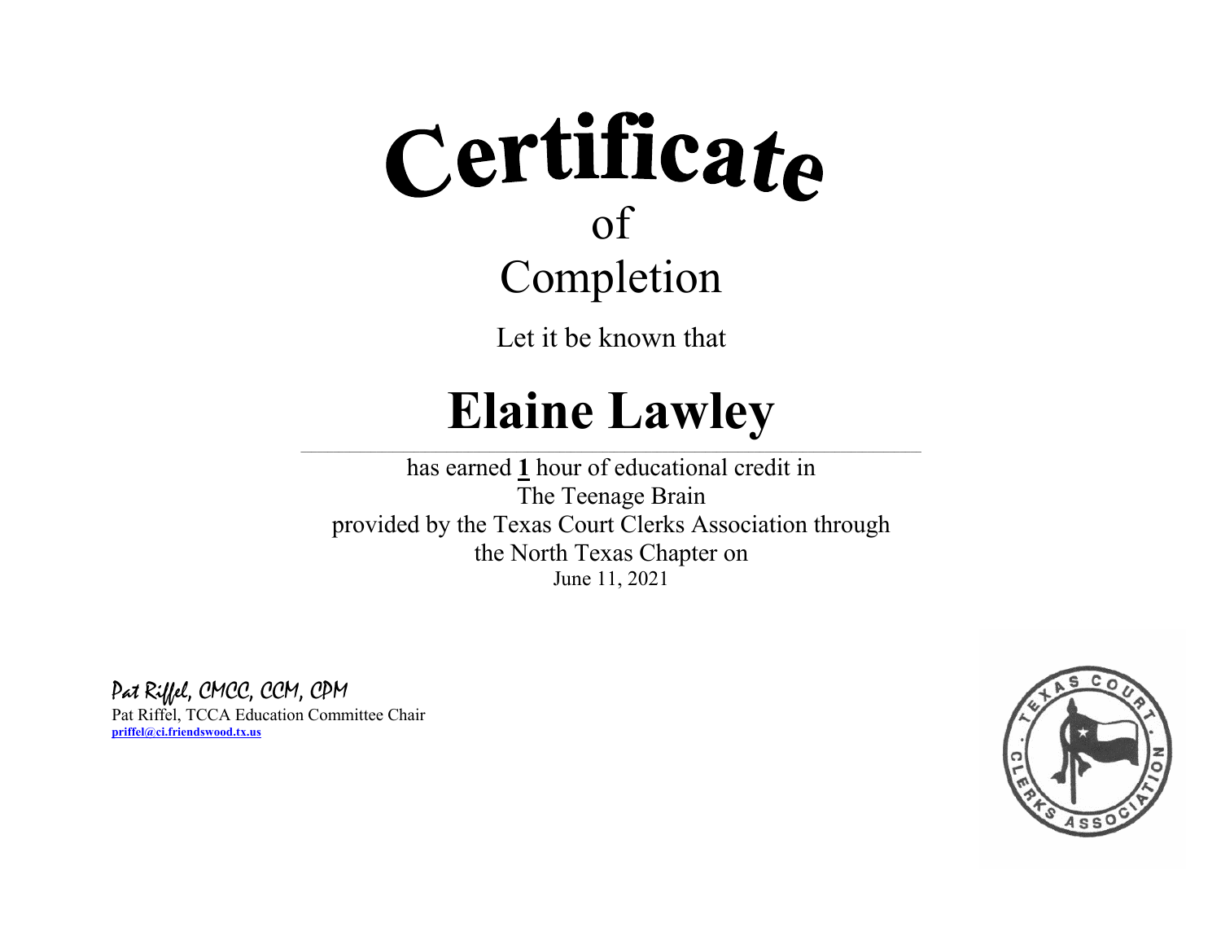# Certificate

of

## Completion

Let it be known that

# Elaine Lawley

has earned **1** hour of educational credit in
The Teenage Brain
provided by the Texas Court Clerks Association through
the North Texas Chapter on
June 11, 2021

*Pat Riffel, CMCC, CCM, CPM*
Pat Riffel, TCCA Education Committee Chair
**priffel@ci.friendswood.tx.us**

TEXAS COURT CLERKS ASSOCIATION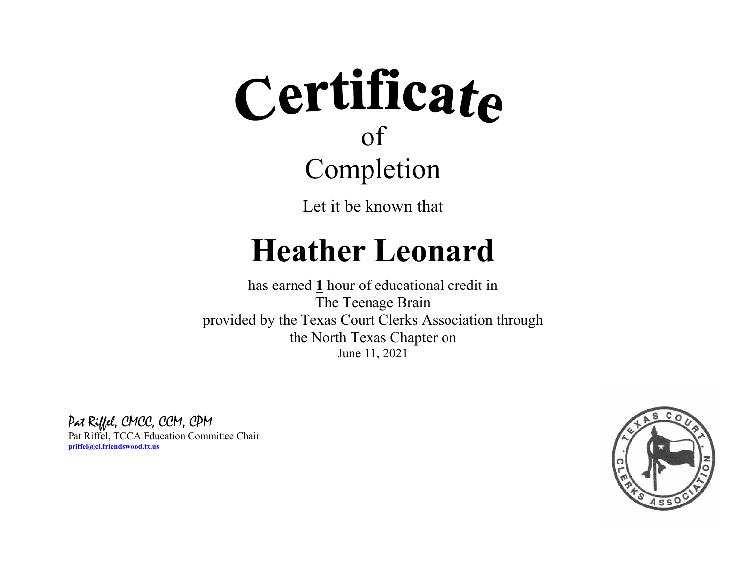# Certificate

of

Completion

Let it be known that

# Heather Leonard

has earned **1** hour of educational credit in
The Teenage Brain
provided by the Texas Court Clerks Association through
the North Texas Chapter on
June 11, 2021

Pat Riffel, CMCC, CCM, CPM
Pat Riffel, TCCA Education Committee Chair
**priffel@ci.friendswood.tx.us**

TEXAS COURT CLERKS ASSOCIATION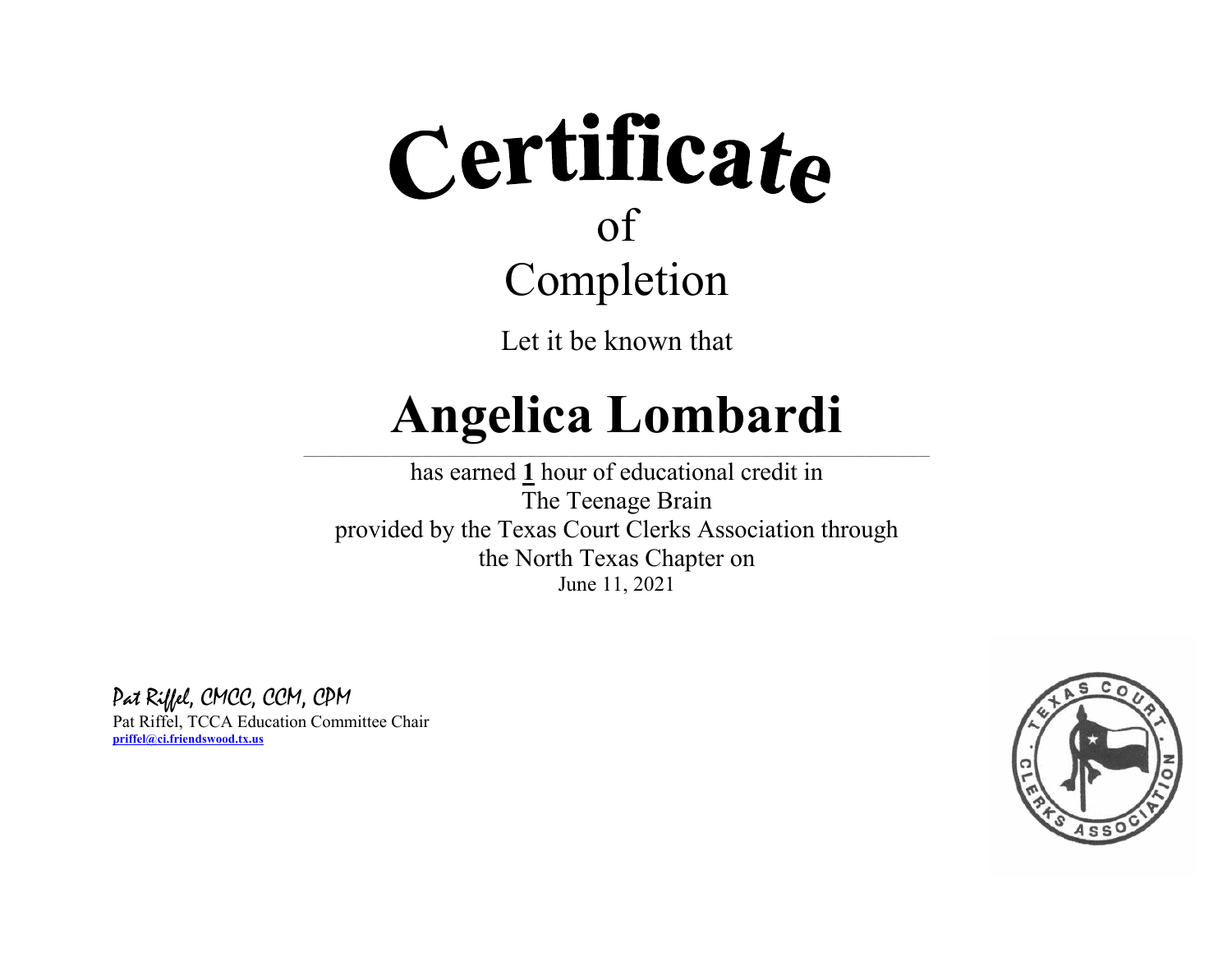# Certificate

of

Completion

Let it be known that

# Angelica Lombardi

has earned **1** hour of educational credit in
The Teenage Brain
provided by the Texas Court Clerks Association through
the North Texas Chapter on
June 11, 2021

*Pat Riffel, CMCC, CCM, CPM*

Pat Riffel, TCCA Education Committee Chair

**priffel@ci.friendswood.tx.us**

TEXAS COURT CLERKS ASSOCIATION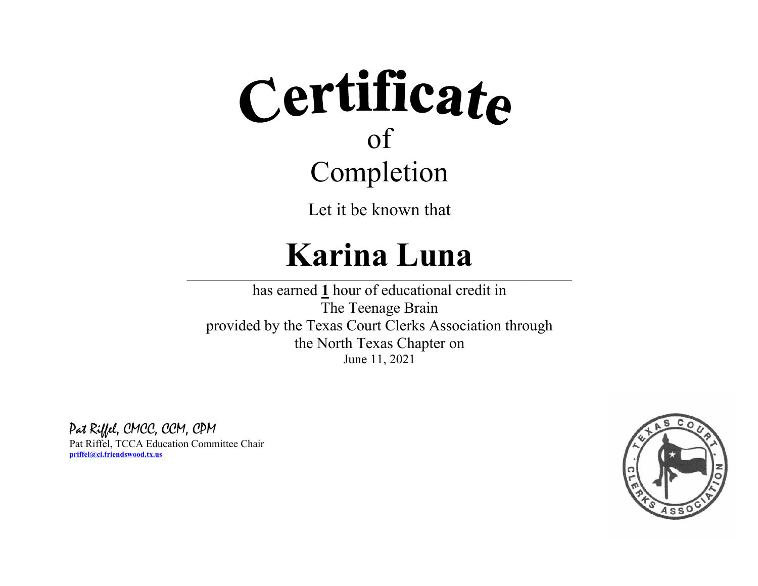# Certificate

of

Completion

Let it be known that

# Karina Luna

has earned **1** hour of educational credit in
The Teenage Brain
provided by the Texas Court Clerks Association through
the North Texas Chapter on
June 11, 2021

*Pat Riffel, CMCC, CCM, CPM*
Pat Riffel, TCCA Education Committee Chair
**priffel@ci.friendswood.tx.us**

TEXAS COURT CLERKS ASSOCIATION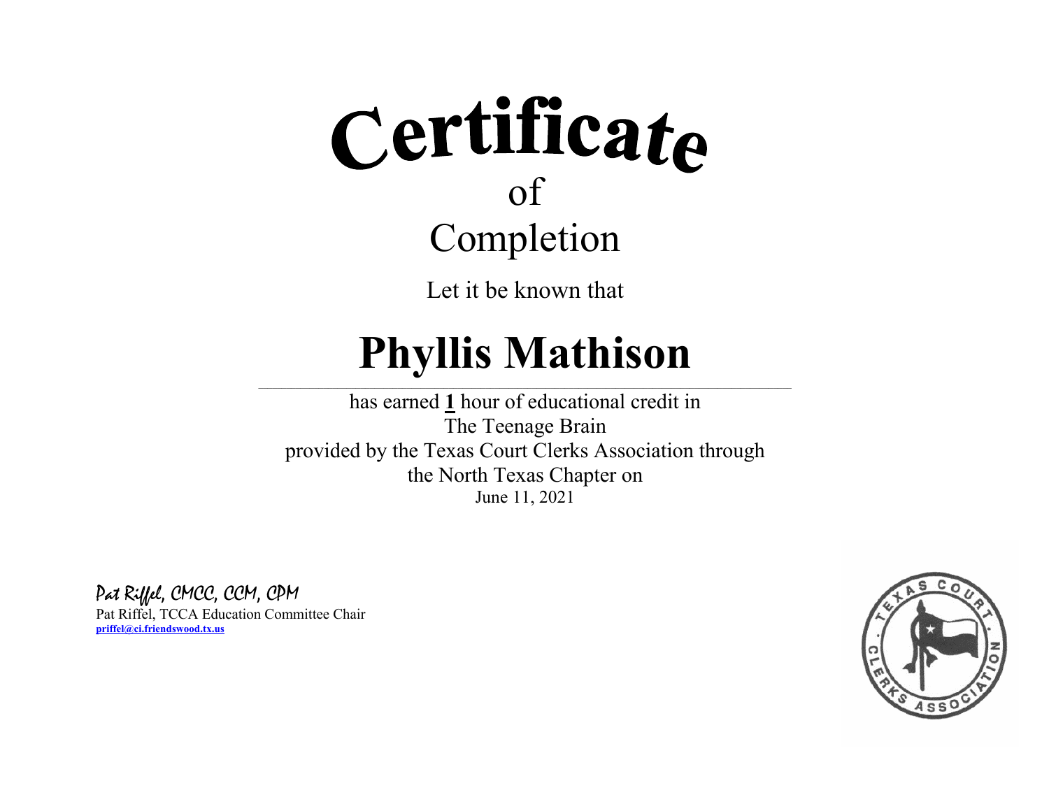# Certificate

of

Completion

Let it be known that

# Phyllis Mathison

has earned **1** hour of educational credit in
The Teenage Brain
provided by the Texas Court Clerks Association through
the North Texas Chapter on
June 11, 2021

Pat Riffel, CMCC, CCM, CPM
Pat Riffel, TCCA Education Committee Chair
**priffel@ci.friendswood.tx.us**

TEXAS COURT CLERKS ASSOCIATION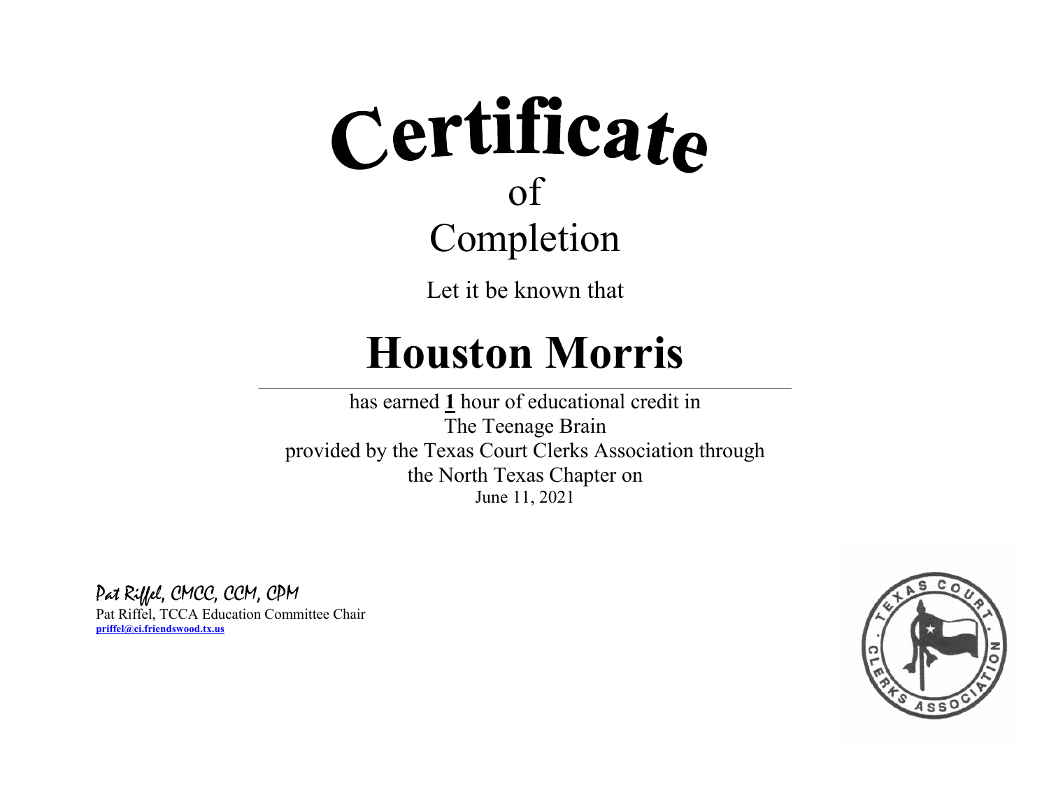# Certificate

of

Completion

Let it be known that

# Houston Morris

has earned **1** hour of educational credit in
The Teenage Brain
provided by the Texas Court Clerks Association through
the North Texas Chapter on
June 11, 2021

*Pat Riffel, CMCC, CCM, CPM*
Pat Riffel, TCCA Education Committee Chair
**priffel@ci.friendswood.tx.us**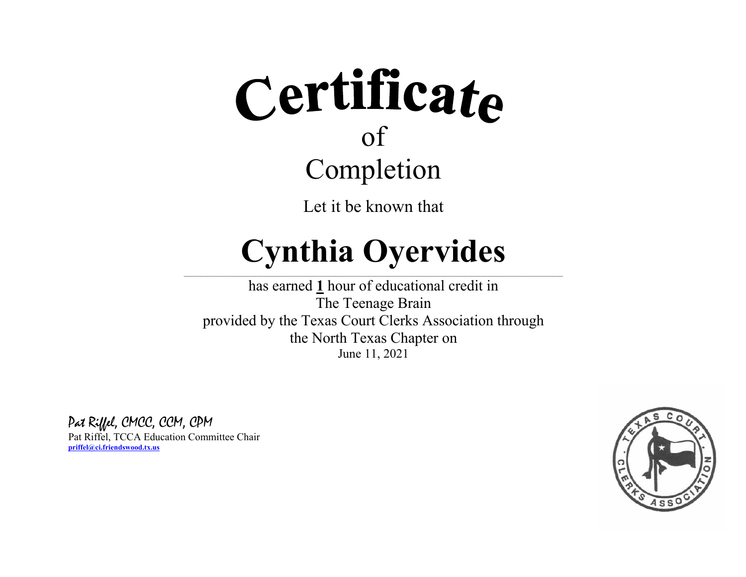# Certificate

of

Completion

Let it be known that

# Cynthia Oyervides

has earned **1** hour of educational credit in
The Teenage Brain
provided by the Texas Court Clerks Association through
the North Texas Chapter on
June 11, 2021

*Pat Riffel, CMCC, CCM, CPM*
Pat Riffel, TCCA Education Committee Chair
**priffel@ci.friendswood.tx.us**

TEXAS COURT CLERKS ASSOCIATION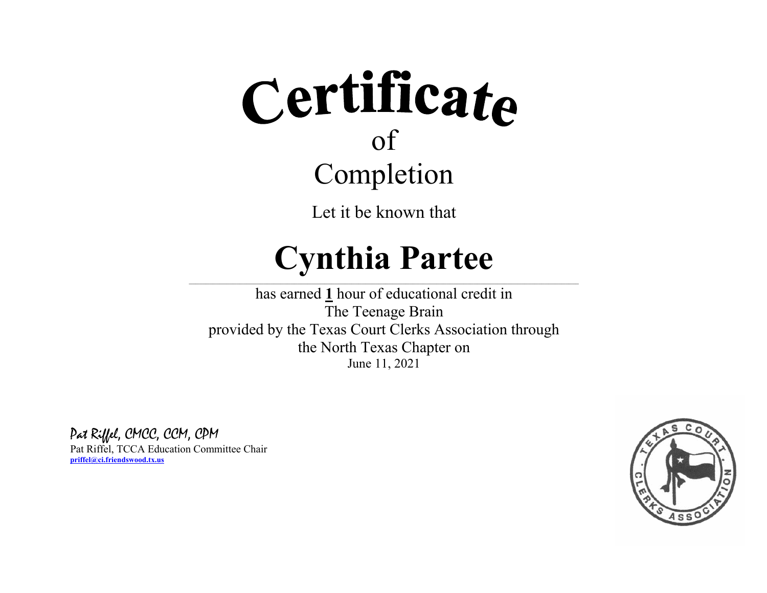# Certificate

of

Completion

Let it be known that

# Cynthia Partee

has earned **1** hour of educational credit in
The Teenage Brain
provided by the Texas Court Clerks Association through
the North Texas Chapter on
June 11, 2021

*Pat Riffel, CMCC, CCM, CPM*
Pat Riffel, TCCA Education Committee Chair
**priffel@ci.friendswood.tx.us**

TEXAS COURT CLERKS ASSOCIATION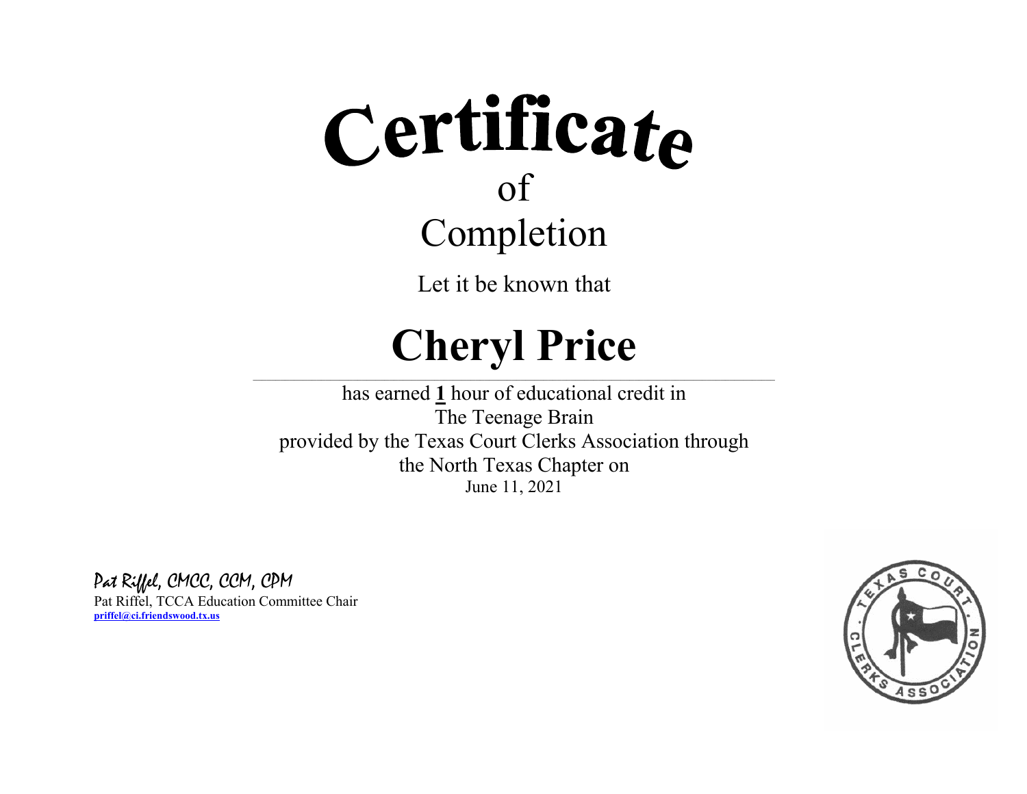# Certificate

of

## Completion

Let it be known that

# Cheryl Price

has earned **1** hour of educational credit in
The Teenage Brain
provided by the Texas Court Clerks Association through
the North Texas Chapter on
June 11, 2021

*Pat Riffel, CMCC, CCM, CPM*
Pat Riffel, TCCA Education Committee Chair
**priffel@ci.friendswood.tx.us**

TEXAS COURT CLERKS ASSOCIATION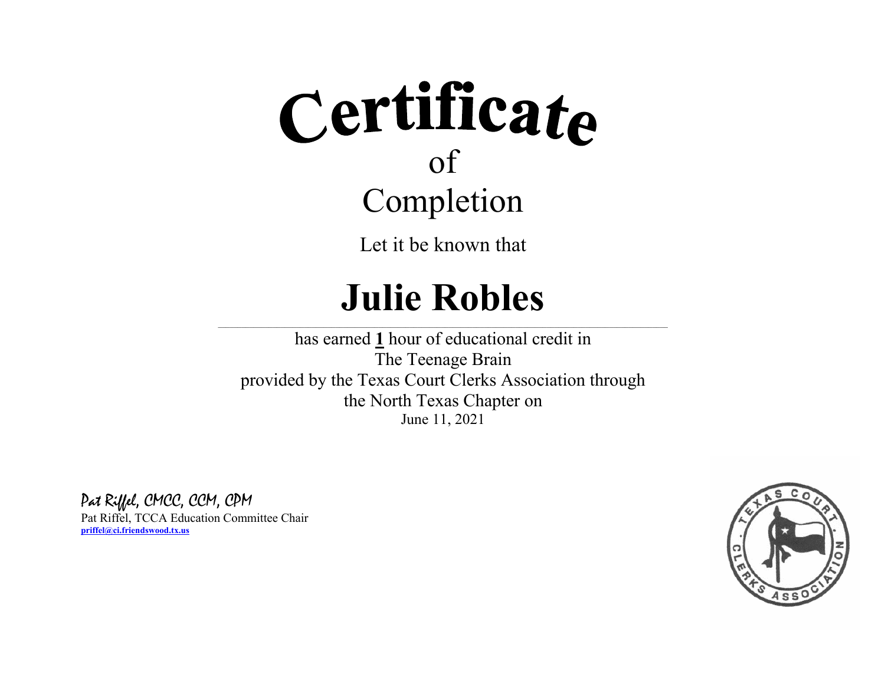# Certificate

## of

## Completion

Let it be known that

# Julie Robles

has earned **1** hour of educational credit in
The Teenage Brain
provided by the Texas Court Clerks Association through
the North Texas Chapter on
June 11, 2021

*Pat Riffel, CMCC, CCM, CPM*
Pat Riffel, TCCA Education Committee Chair
**priffel@ci.friendswood.tx.us**

TEXAS COURT CLERKS ASSOCIATION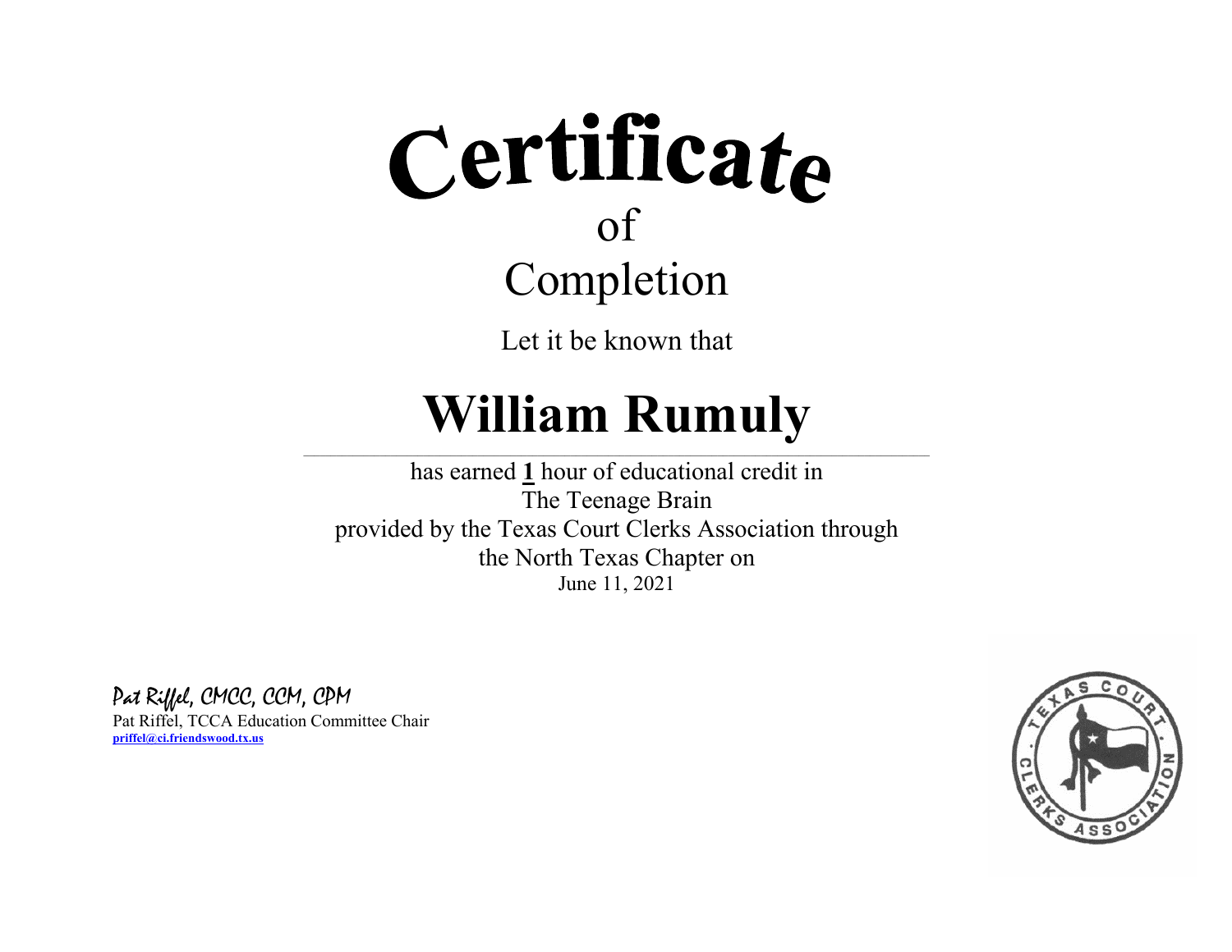# Certificate

of

Completion

Let it be known that

# William Rumuly

has earned **1** hour of educational credit in
The Teenage Brain
provided by the Texas Court Clerks Association through
the North Texas Chapter on
June 11, 2021

*Pat Riffel, CMCC, CCM, CPM*
Pat Riffel, TCCA Education Committee Chair
**priffel@ci.friendswood.tx.us**

TEXAS COURT CLERKS ASSOCIATION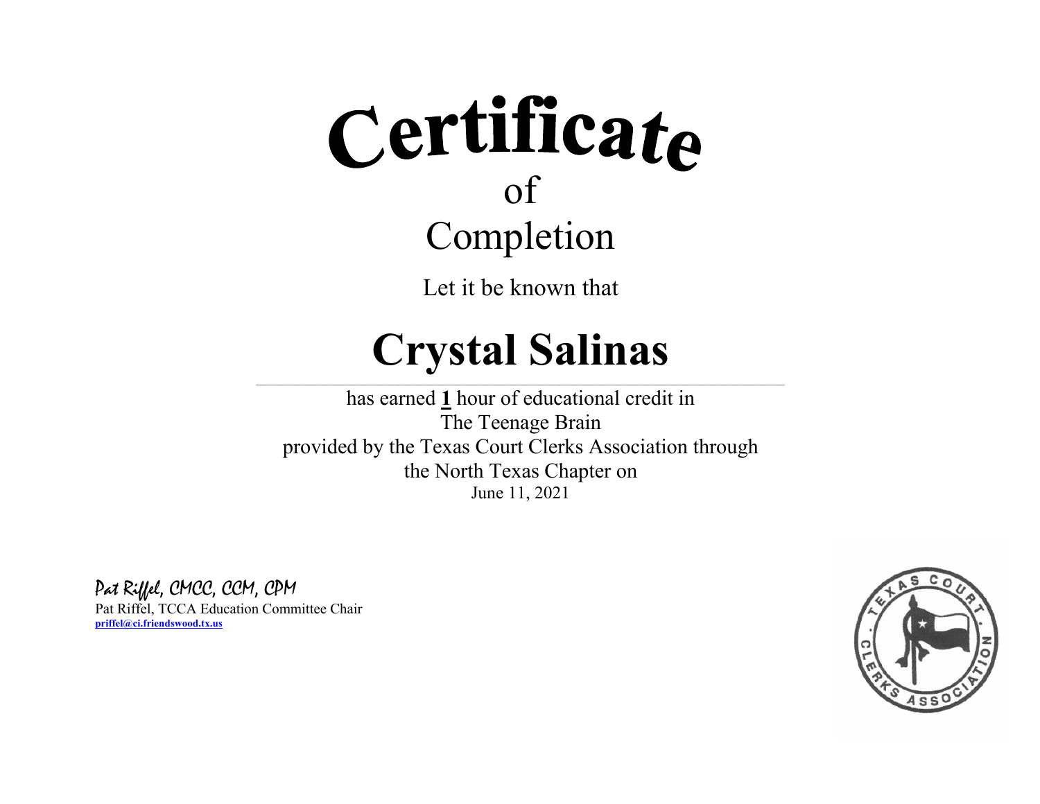# Certificate

of

Completion

Let it be known that

## Crystal Salinas

has earned **1** hour of educational credit in

The Teenage Brain

provided by the Texas Court Clerks Association through

the North Texas Chapter on

June 11, 2021

*Pat Riffel, CMCC, CCM, CPM*

Pat Riffel, TCCA Education Committee Chair

**priffel@ci.friendswood.tx.us**

TEXAS COURT CLERKS ASSOCIATION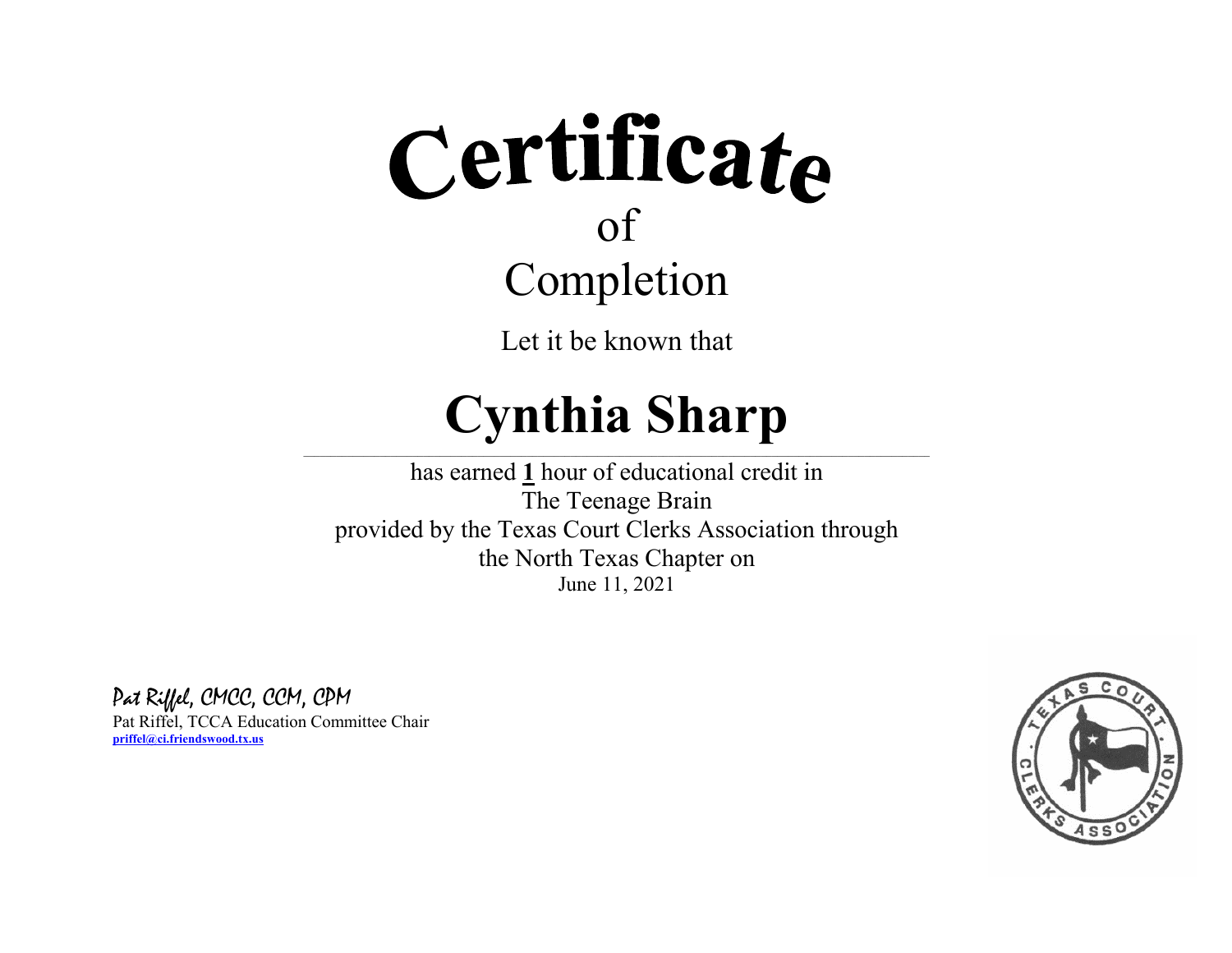# Certificate

of

Completion

Let it be known that

## Cynthia Sharp

has earned **1** hour of educational credit in
The Teenage Brain
provided by the Texas Court Clerks Association through
the North Texas Chapter on
June 11, 2021

*Pat Riffel, CMCC, CCM, CPM*
Pat Riffel, TCCA Education Committee Chair
**priffel@ci.friendswood.tx.us**

TEXAS COURT CLERKS ASSOCIATION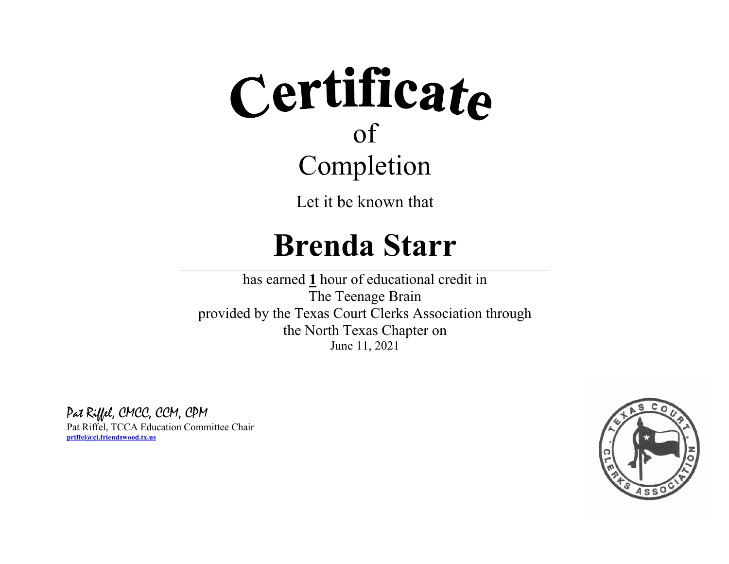# Certificate

of

Completion

Let it be known that

## Brenda Starr

has earned **1** hour of educational credit in
The Teenage Brain
provided by the Texas Court Clerks Association through
the North Texas Chapter on
June 11, 2021

*Pat Riffel, CMCC, CCM, CPM*
Pat Riffel, TCCA Education Committee Chair
**priffel@ci.friendswood.tx.us**

TEXAS COURT CLERKS ASSOCIATION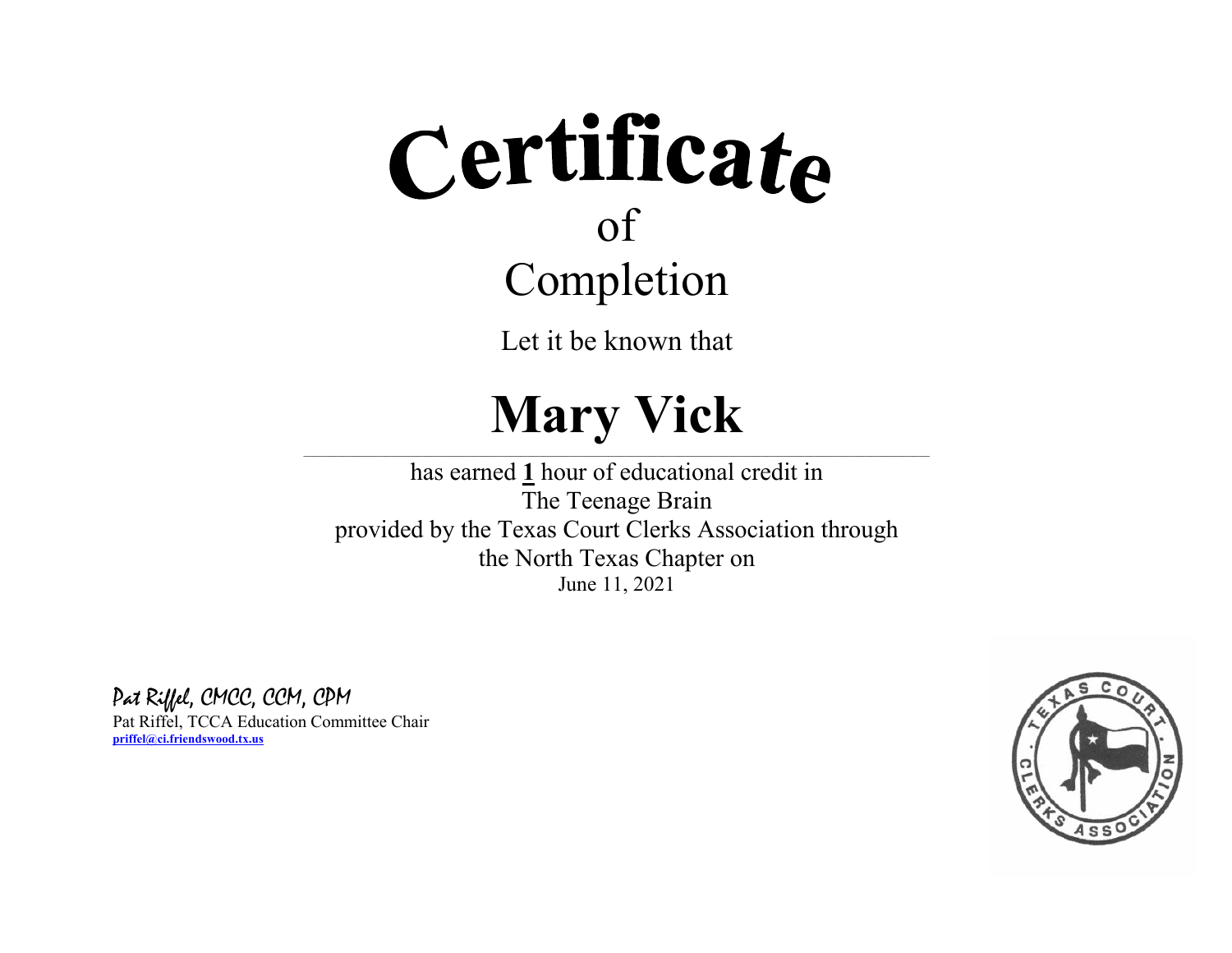# Certificate

of

Completion

Let it be known that

# Mary Vick

has earned **1** hour of educational credit in
The Teenage Brain
provided by the Texas Court Clerks Association through
the North Texas Chapter on
June 11, 2021

*Pat Riffel, CMCC, CCM, CPM*
Pat Riffel, TCCA Education Committee Chair
**priffel@ci.friendswood.tx.us**

TEXAS COURT CLERKS ASSOCIATION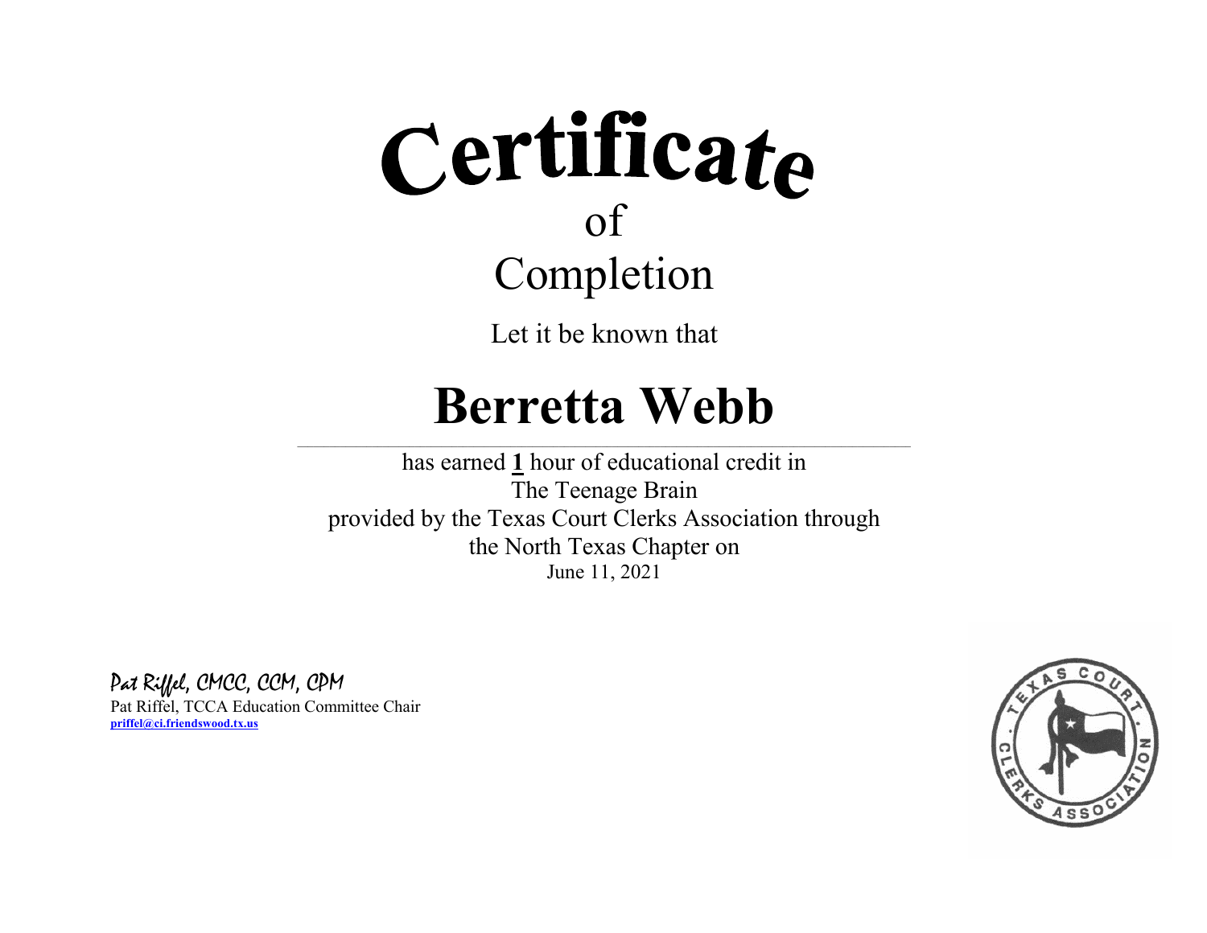# Certificate

of

## Completion

Let it be known that

# Berretta Webb

has earned **1** hour of educational credit in
The Teenage Brain
provided by the Texas Court Clerks Association through
the North Texas Chapter on
June 11, 2021

*Pat Riffel, CMCC, CCM, CPM*
Pat Riffel, TCCA Education Committee Chair
**priffel@ci.friendswood.tx.us**

TEXAS COURT CLERKS ASSOCIATION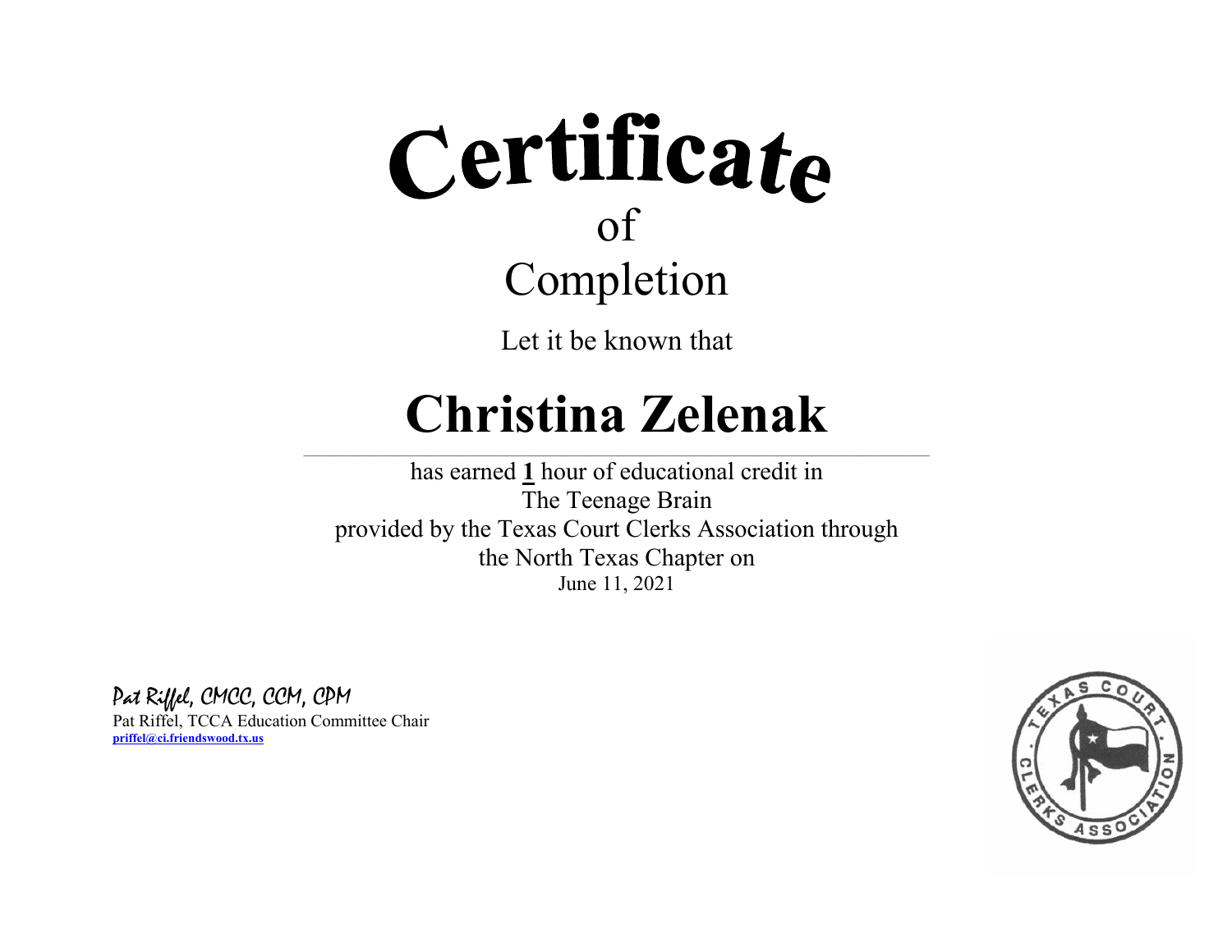# Certificate

of

Completion

Let it be known that

# Christina Zelenak

has earned **1** hour of educational credit in
The Teenage Brain
provided by the Texas Court Clerks Association through
the North Texas Chapter on
June 11, 2021

*Pat Riffel, CMCC, CCM, CPM*

Pat Riffel, TCCA Education Committee Chair
**priffel@ci.friendswood.tx.us**

TEXAS COURT CLERKS ASSOCIATION